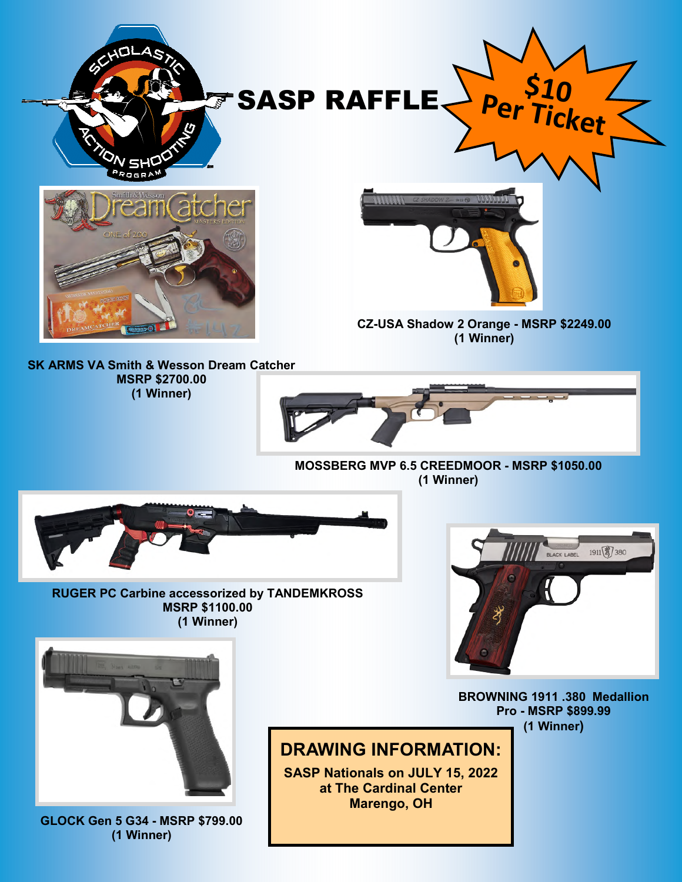# SASP RAFFLE

**$10 Per Ticket**

**CZ-USA Shadow 2 Orange - MSRP $2249.00**
**(1 Winner)**

**SK ARMS VA Smith & Wesson Dream Catcher**
**MSRP $2700.00**
**(1 Winner)**

**MOSSBERG MVP 6.5 CREEDMOOR - MSRP $1050.00**
**(1 Winner)**

**RUGER PC Carbine accessorized by TANDEMKROSS**
**MSRP $1100.00**
**(1 Winner)**

**BROWNING 1911 .380 Medallion Pro - MSRP $899.99**
**(1 Winner)**

**GLOCK Gen 5 G34 - MSRP $799.00**
**(1 Winner)**

## DRAWING INFORMATION:

**SASP Nationals on JULY 15, 2022**
**at The Cardinal Center**
**Marengo, OH**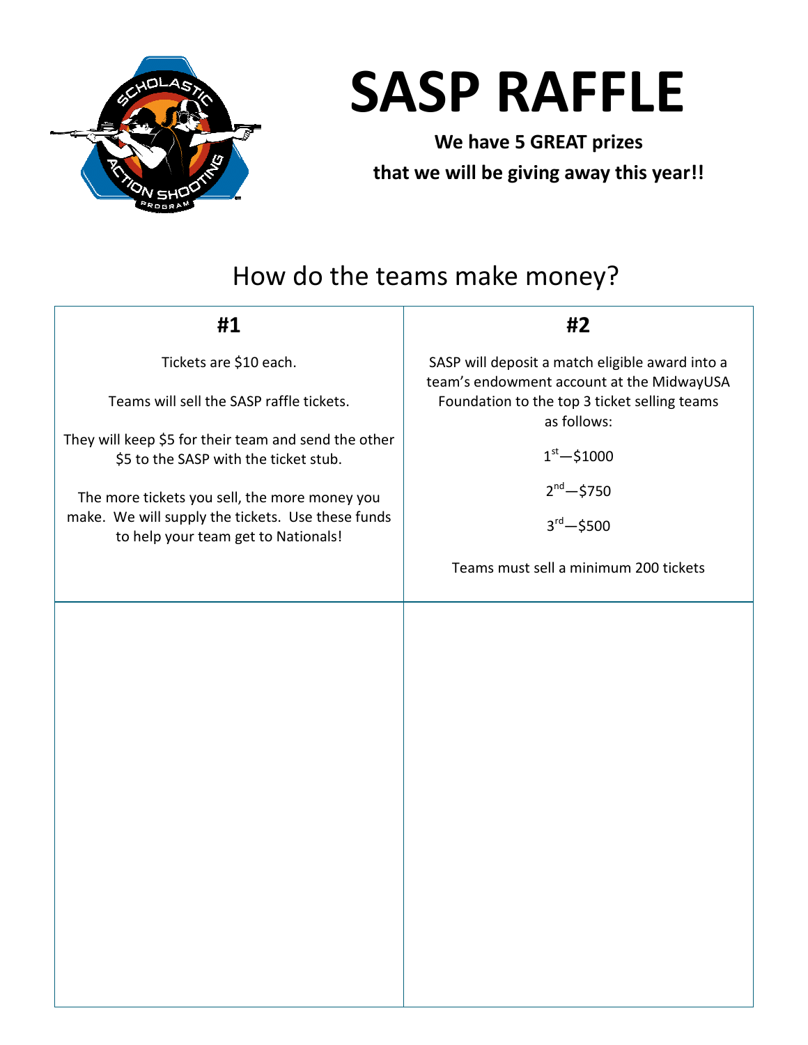# SASP RAFFLE

**We have 5 GREAT prizes that we will be giving away this year!!**

## How do the teams make money?

| #1 | #2 |
| --- | --- |
| Tickets are $10 each.<br><br>Teams will sell the SASP raffle tickets.<br><br>They will keep $5 for their team and send the other $5 to the SASP with the ticket stub.<br><br>The more tickets you sell, the more money you make. We will supply the tickets. Use these funds to help your team get to Nationals! | SASP will deposit a match eligible award into a team's endowment account at the MidwayUSA Foundation to the top 3 ticket selling teams as follows:<br><br>1st—$1000<br><br>2nd—$750<br><br>3rd—$500<br><br>Teams must sell a minimum 200 tickets |
| | |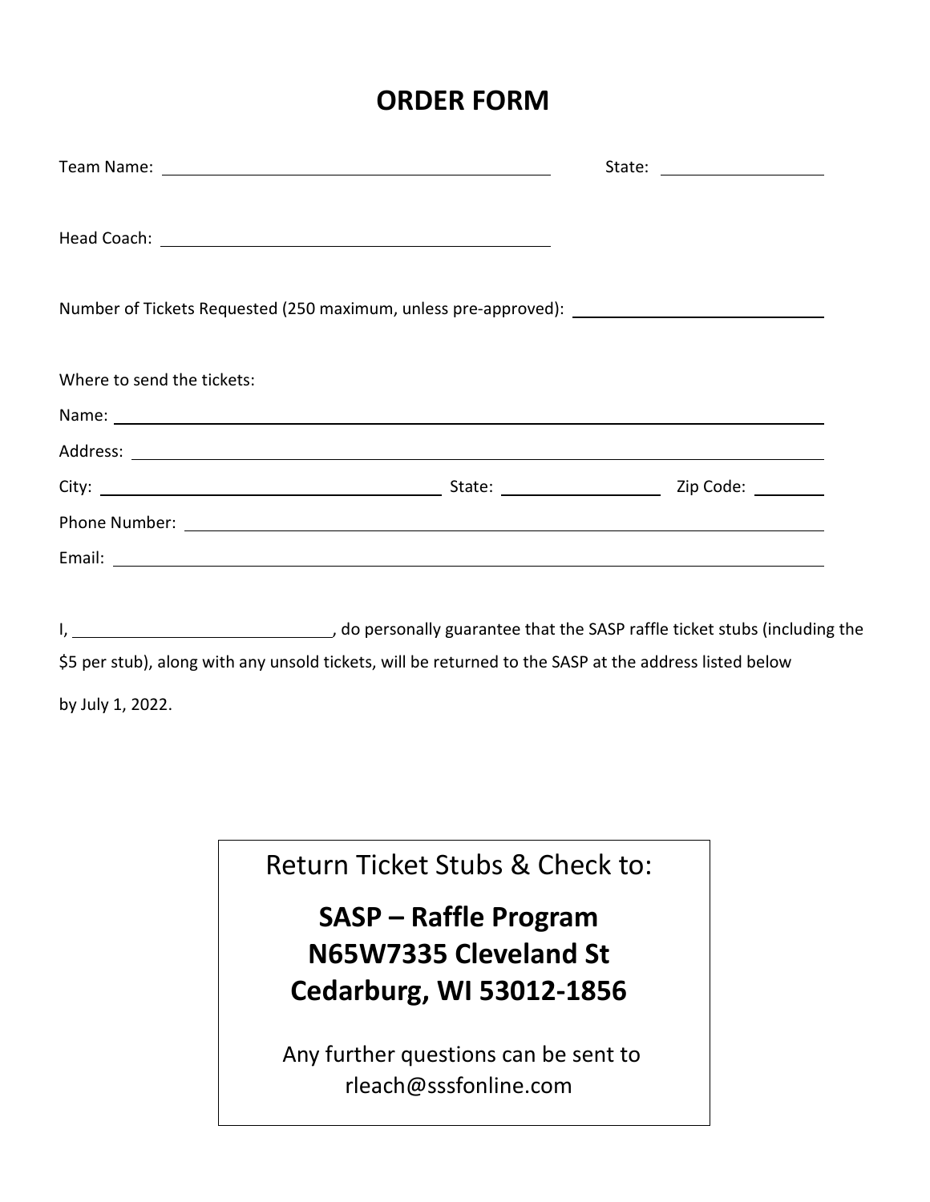# ORDER FORM

Team Name: ______________________________ State: ______________

Head Coach: ______________________________

Number of Tickets Requested (250 maximum, unless pre-approved): ______________

Where to send the tickets:

Name: ____________________________________________

Address: ____________________________________________

City: ______________________ State: ______________ Zip Code: ________

Phone Number: ____________________________________________

Email: ____________________________________________

I, ____________________, do personally guarantee that the SASP raffle ticket stubs (including the $5 per stub), along with any unsold tickets, will be returned to the SASP at the address listed below by July 1, 2022.

Return Ticket Stubs & Check to:

**SASP – Raffle Program**
**N65W7335 Cleveland St**
**Cedarburg, WI 53012-1856**

Any further questions can be sent to
rleach@sssfonline.com